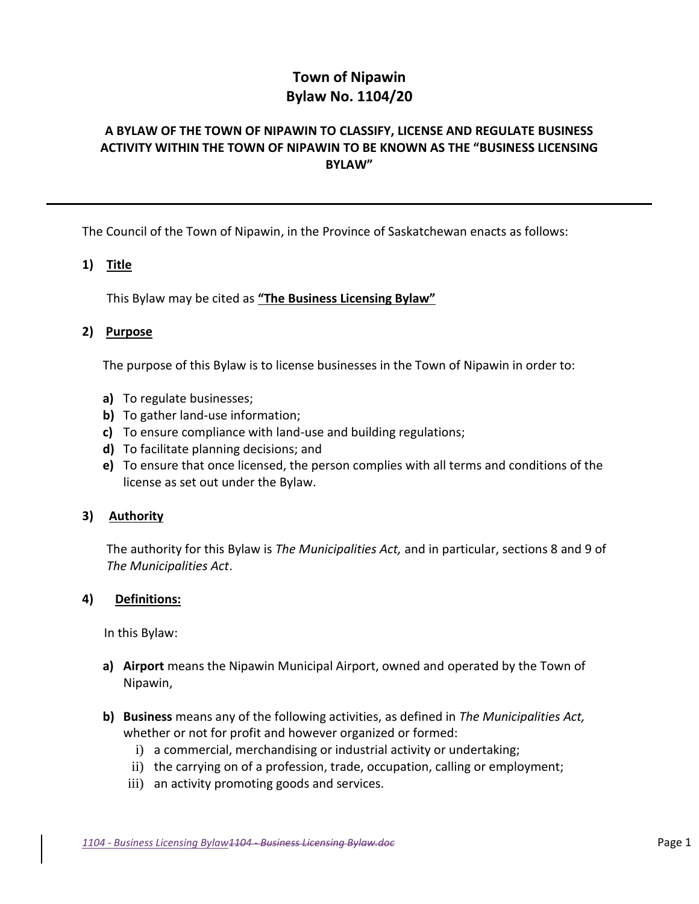# Town of Nipawin
# Bylaw No. 1104/20

## A BYLAW OF THE TOWN OF NIPAWIN TO CLASSIFY, LICENSE AND REGULATE BUSINESS ACTIVITY WITHIN THE TOWN OF NIPAWIN TO BE KNOWN AS THE "BUSINESS LICENSING BYLAW"

---

The Council of the Town of Nipawin, in the Province of Saskatchewan enacts as follows:

**1) Title**

This Bylaw may be cited as **"The Business Licensing Bylaw"**

**2) Purpose**

The purpose of this Bylaw is to license businesses in the Town of Nipawin in order to:

**a)** To regulate businesses;
**b)** To gather land-use information;
**c)** To ensure compliance with land-use and building regulations;
**d)** To facilitate planning decisions; and
**e)** To ensure that once licensed, the person complies with all terms and conditions of the license as set out under the Bylaw.

**3) Authority**

The authority for this Bylaw is *The Municipalities Act,* and in particular, sections 8 and 9 of *The Municipalities Act*.

**4) Definitions:**

In this Bylaw:

**a) Airport** means the Nipawin Municipal Airport, owned and operated by the Town of Nipawin,

**b) Business** means any of the following activities, as defined in *The Municipalities Act,* whether or not for profit and however organized or formed:

i) a commercial, merchandising or industrial activity or undertaking;
ii) the carrying on of a profession, trade, occupation, calling or employment;
iii) an activity promoting goods and services.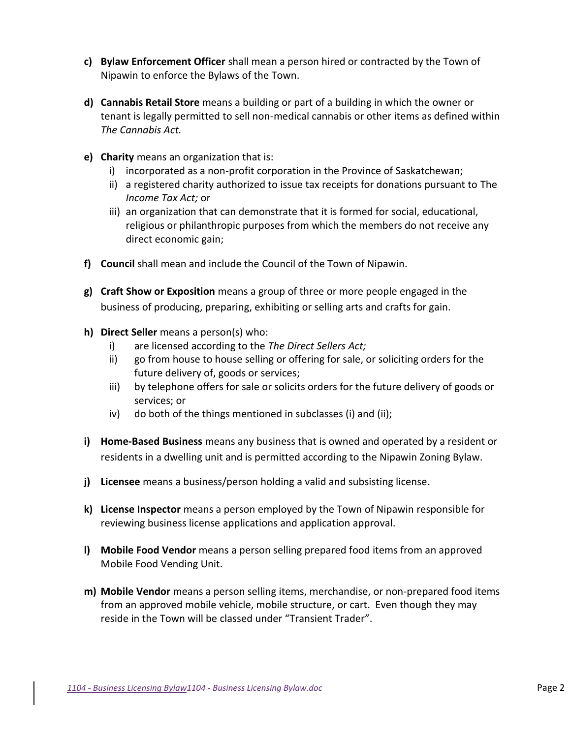**c) Bylaw Enforcement Officer** shall mean a person hired or contracted by the Town of Nipawin to enforce the Bylaws of the Town.

**d) Cannabis Retail Store** means a building or part of a building in which the owner or tenant is legally permitted to sell non-medical cannabis or other items as defined within *The Cannabis Act.*

**e) Charity** means an organization that is:

   i) incorporated as a non-profit corporation in the Province of Saskatchewan;

   ii) a registered charity authorized to issue tax receipts for donations pursuant to The *Income Tax Act;* or

   iii) an organization that can demonstrate that it is formed for social, educational, religious or philanthropic purposes from which the members do not receive any direct economic gain;

**f) Council** shall mean and include the Council of the Town of Nipawin.

**g) Craft Show or Exposition** means a group of three or more people engaged in the business of producing, preparing, exhibiting or selling arts and crafts for gain.

**h) Direct Seller** means a person(s) who:

   i) are licensed according to the *The Direct Sellers Act;*

   ii) go from house to house selling or offering for sale, or soliciting orders for the future delivery of, goods or services;

   iii) by telephone offers for sale or solicits orders for the future delivery of goods or services; or

   iv) do both of the things mentioned in subclasses (i) and (ii);

**i) Home-Based Business** means any business that is owned and operated by a resident or residents in a dwelling unit and is permitted according to the Nipawin Zoning Bylaw.

**j) Licensee** means a business/person holding a valid and subsisting license.

**k) License Inspector** means a person employed by the Town of Nipawin responsible for reviewing business license applications and application approval.

**l) Mobile Food Vendor** means a person selling prepared food items from an approved Mobile Food Vending Unit.

**m) Mobile Vendor** means a person selling items, merchandise, or non-prepared food items from an approved mobile vehicle, mobile structure, or cart. Even though they may reside in the Town will be classed under "Transient Trader".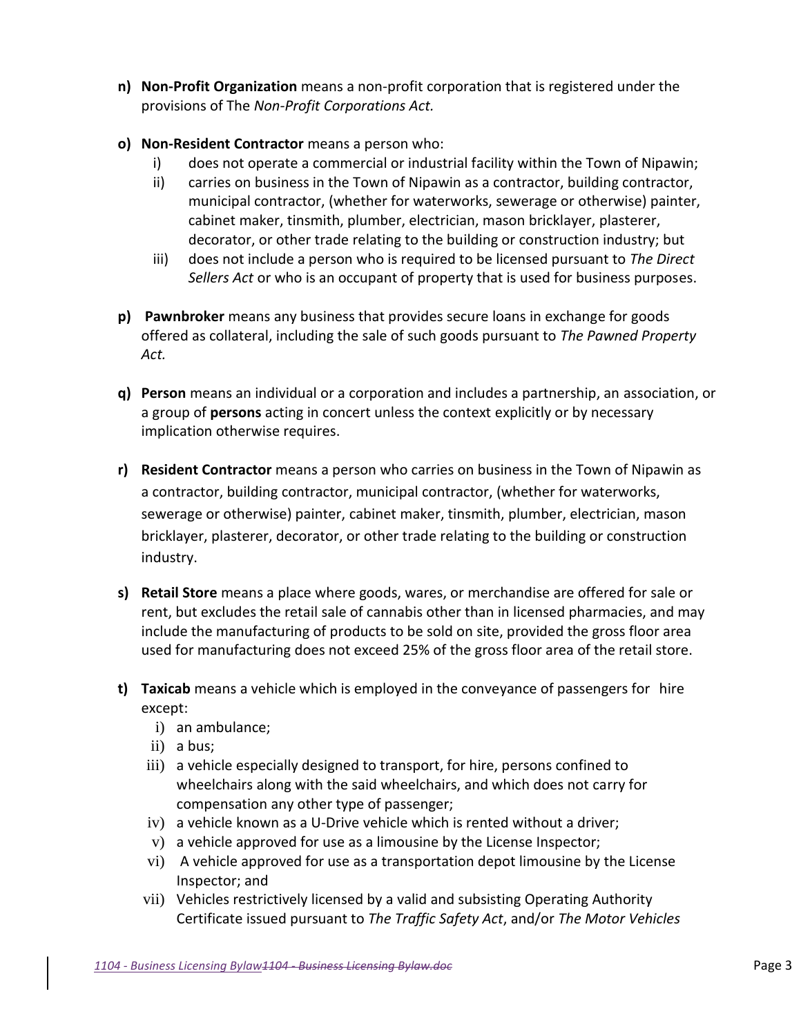n) **Non-Profit Organization** means a non-profit corporation that is registered under the provisions of The *Non-Profit Corporations Act.*

o) **Non-Resident Contractor** means a person who:
   i) does not operate a commercial or industrial facility within the Town of Nipawin;
   ii) carries on business in the Town of Nipawin as a contractor, building contractor, municipal contractor, (whether for waterworks, sewerage or otherwise) painter, cabinet maker, tinsmith, plumber, electrician, mason bricklayer, plasterer, decorator, or other trade relating to the building or construction industry; but
   iii) does not include a person who is required to be licensed pursuant to *The Direct Sellers Act* or who is an occupant of property that is used for business purposes.

p) **Pawnbroker** means any business that provides secure loans in exchange for goods offered as collateral, including the sale of such goods pursuant to *The Pawned Property Act.*

q) **Person** means an individual or a corporation and includes a partnership, an association, or a group of **persons** acting in concert unless the context explicitly or by necessary implication otherwise requires.

r) **Resident Contractor** means a person who carries on business in the Town of Nipawin as a contractor, building contractor, municipal contractor, (whether for waterworks, sewerage or otherwise) painter, cabinet maker, tinsmith, plumber, electrician, mason bricklayer, plasterer, decorator, or other trade relating to the building or construction industry.

s) **Retail Store** means a place where goods, wares, or merchandise are offered for sale or rent, but excludes the retail sale of cannabis other than in licensed pharmacies, and may include the manufacturing of products to be sold on site, provided the gross floor area used for manufacturing does not exceed 25% of the gross floor area of the retail store.

t) **Taxicab** means a vehicle which is employed in the conveyance of passengers for hire except:
   i) an ambulance;
   ii) a bus;
   iii) a vehicle especially designed to transport, for hire, persons confined to wheelchairs along with the said wheelchairs, and which does not carry for compensation any other type of passenger;
   iv) a vehicle known as a U-Drive vehicle which is rented without a driver;
   v) a vehicle approved for use as a limousine by the License Inspector;
   vi) A vehicle approved for use as a transportation depot limousine by the License Inspector; and
   vii) Vehicles restrictively licensed by a valid and subsisting Operating Authority Certificate issued pursuant to *The Traffic Safety Act*, and/or *The Motor Vehicles*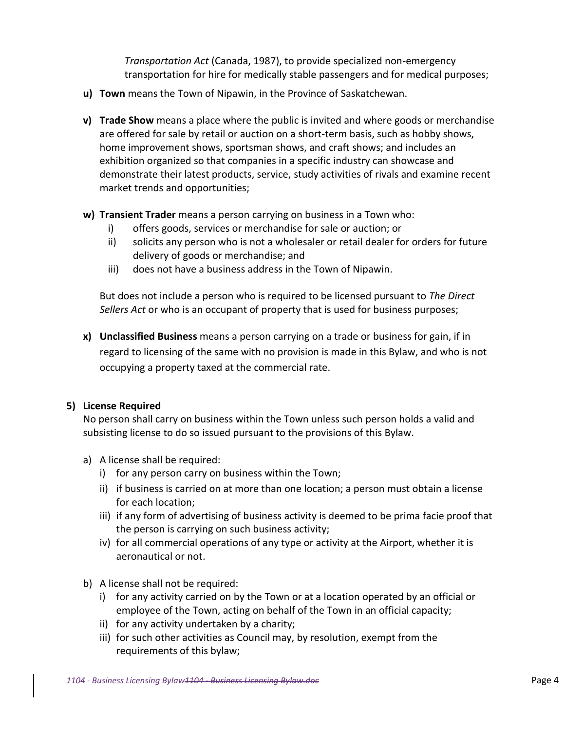*Transportation Act* (Canada, 1987), to provide specialized non-emergency transportation for hire for medically stable passengers and for medical purposes;

**u) Town** means the Town of Nipawin, in the Province of Saskatchewan.

**v) Trade Show** means a place where the public is invited and where goods or merchandise are offered for sale by retail or auction on a short-term basis, such as hobby shows, home improvement shows, sportsman shows, and craft shows; and includes an exhibition organized so that companies in a specific industry can showcase and demonstrate their latest products, service, study activities of rivals and examine recent market trends and opportunities;

**w) Transient Trader** means a person carrying on business in a Town who:

- i) offers goods, services or merchandise for sale or auction; or
- ii) solicits any person who is not a wholesaler or retail dealer for orders for future delivery of goods or merchandise; and
- iii) does not have a business address in the Town of Nipawin.

But does not include a person who is required to be licensed pursuant to *The Direct Sellers Act* or who is an occupant of property that is used for business purposes;

**x) Unclassified Business** means a person carrying on a trade or business for gain, if in regard to licensing of the same with no provision is made in this Bylaw, and who is not occupying a property taxed at the commercial rate.

## 5) License Required

No person shall carry on business within the Town unless such person holds a valid and subsisting license to do so issued pursuant to the provisions of this Bylaw.

a) A license shall be required:

- i) for any person carry on business within the Town;
- ii) if business is carried on at more than one location; a person must obtain a license for each location;
- iii) if any form of advertising of business activity is deemed to be prima facie proof that the person is carrying on such business activity;
- iv) for all commercial operations of any type or activity at the Airport, whether it is aeronautical or not.

b) A license shall not be required:

- i) for any activity carried on by the Town or at a location operated by an official or employee of the Town, acting on behalf of the Town in an official capacity;
- ii) for any activity undertaken by a charity;
- iii) for such other activities as Council may, by resolution, exempt from the requirements of this bylaw;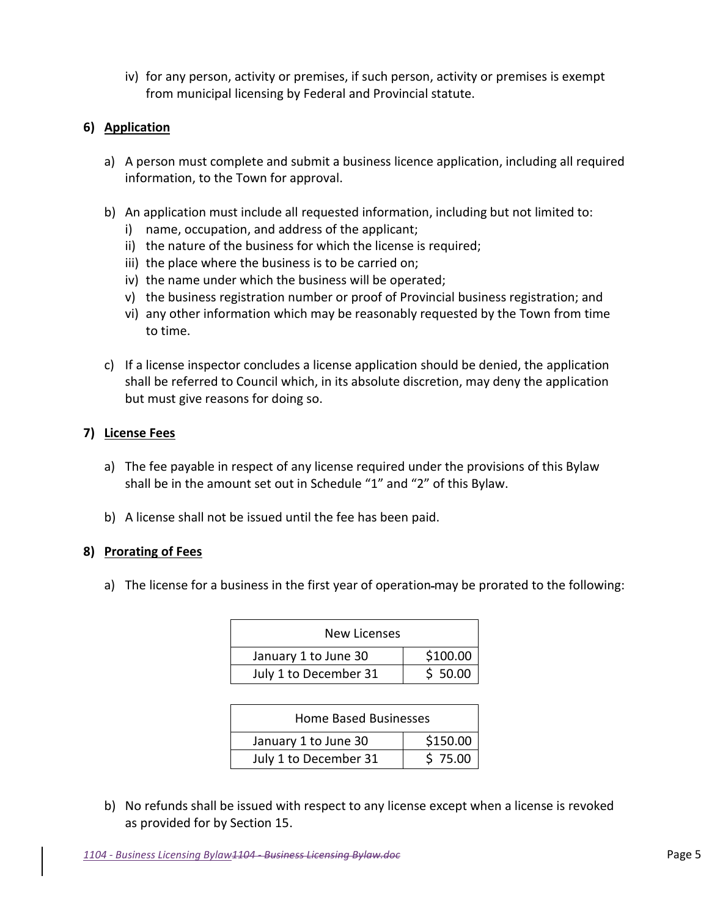iv) for any person, activity or premises, if such person, activity or premises is exempt from municipal licensing by Federal and Provincial statute.

## 6) Application

a) A person must complete and submit a business licence application, including all required information, to the Town for approval.

b) An application must include all requested information, including but not limited to:
   i) name, occupation, and address of the applicant;
   ii) the nature of the business for which the license is required;
   iii) the place where the business is to be carried on;
   iv) the name under which the business will be operated;
   v) the business registration number or proof of Provincial business registration; and
   vi) any other information which may be reasonably requested by the Town from time to time.

c) If a license inspector concludes a license application should be denied, the application shall be referred to Council which, in its absolute discretion, may deny the application but must give reasons for doing so.

## 7) License Fees

a) The fee payable in respect of any license required under the provisions of this Bylaw shall be in the amount set out in Schedule "1" and "2" of this Bylaw.

b) A license shall not be issued until the fee has been paid.

## 8) Prorating of Fees

a) The license for a business in the first year of operation may be prorated to the following:

| New Licenses | |
|---|---|
| January 1 to June 30 | $100.00 |
| July 1 to December 31 | $ 50.00 |

| Home Based Businesses | |
|---|---|
| January 1 to June 30 | $150.00 |
| July 1 to December 31 | $ 75.00 |

b) No refunds shall be issued with respect to any license except when a license is revoked as provided for by Section 15.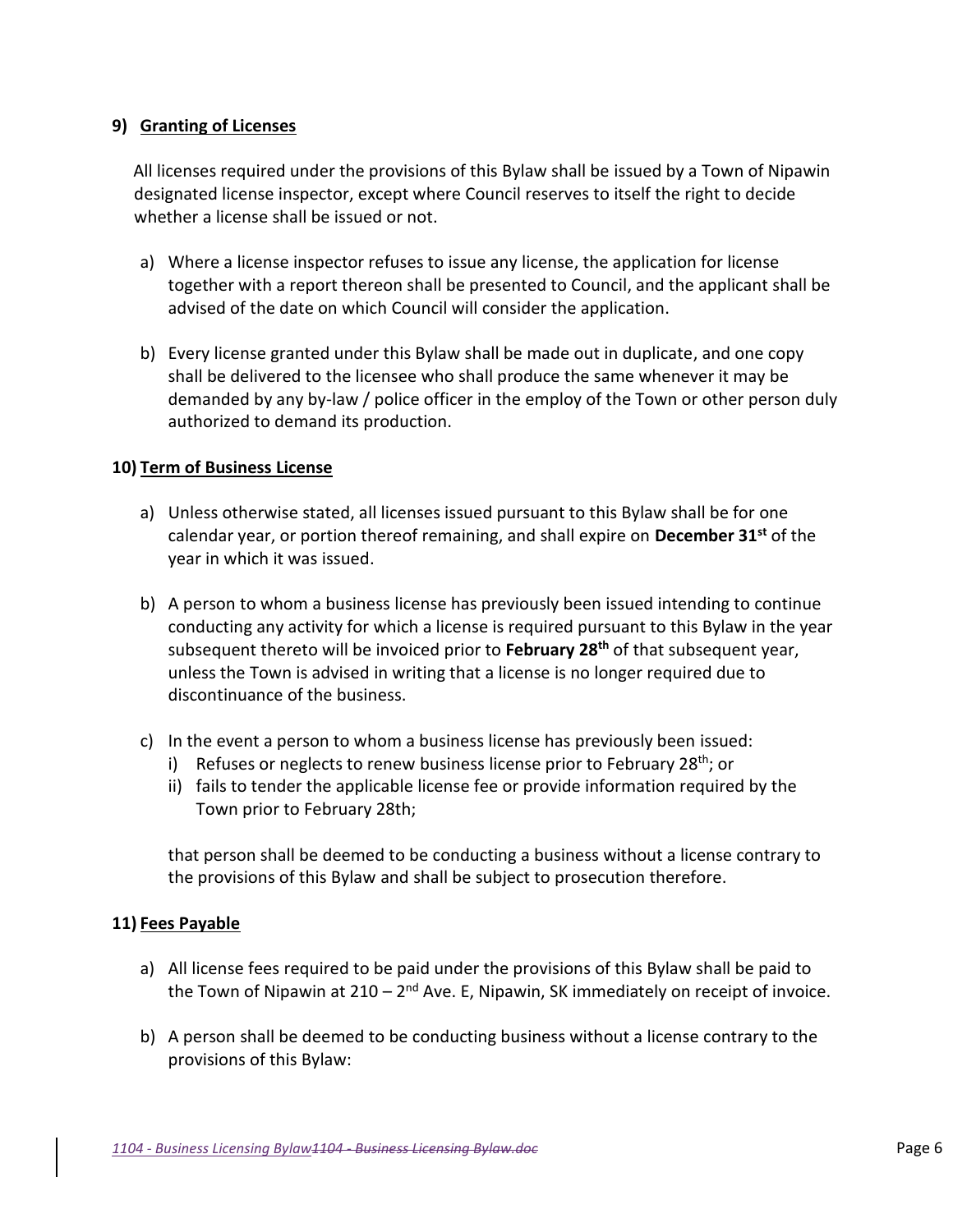### 9) <u>Granting of Licenses</u>

All licenses required under the provisions of this Bylaw shall be issued by a Town of Nipawin designated license inspector, except where Council reserves to itself the right to decide whether a license shall be issued or not.

a) Where a license inspector refuses to issue any license, the application for license together with a report thereon shall be presented to Council, and the applicant shall be advised of the date on which Council will consider the application.

b) Every license granted under this Bylaw shall be made out in duplicate, and one copy shall be delivered to the licensee who shall produce the same whenever it may be demanded by any by-law / police officer in the employ of the Town or other person duly authorized to demand its production.

### 10) <u>Term of Business License</u>

a) Unless otherwise stated, all licenses issued pursuant to this Bylaw shall be for one calendar year, or portion thereof remaining, and shall expire on **December 31st** of the year in which it was issued.

b) A person to whom a business license has previously been issued intending to continue conducting any activity for which a license is required pursuant to this Bylaw in the year subsequent thereto will be invoiced prior to **February 28th** of that subsequent year, unless the Town is advised in writing that a license is no longer required due to discontinuance of the business.

c) In the event a person to whom a business license has previously been issued:
   i) Refuses or neglects to renew business license prior to February 28th; or
   ii) fails to tender the applicable license fee or provide information required by the Town prior to February 28th;

   that person shall be deemed to be conducting a business without a license contrary to the provisions of this Bylaw and shall be subject to prosecution therefore.

### 11) <u>Fees Payable</u>

a) All license fees required to be paid under the provisions of this Bylaw shall be paid to the Town of Nipawin at 210 – 2nd Ave. E, Nipawin, SK immediately on receipt of invoice.

b) A person shall be deemed to be conducting business without a license contrary to the provisions of this Bylaw: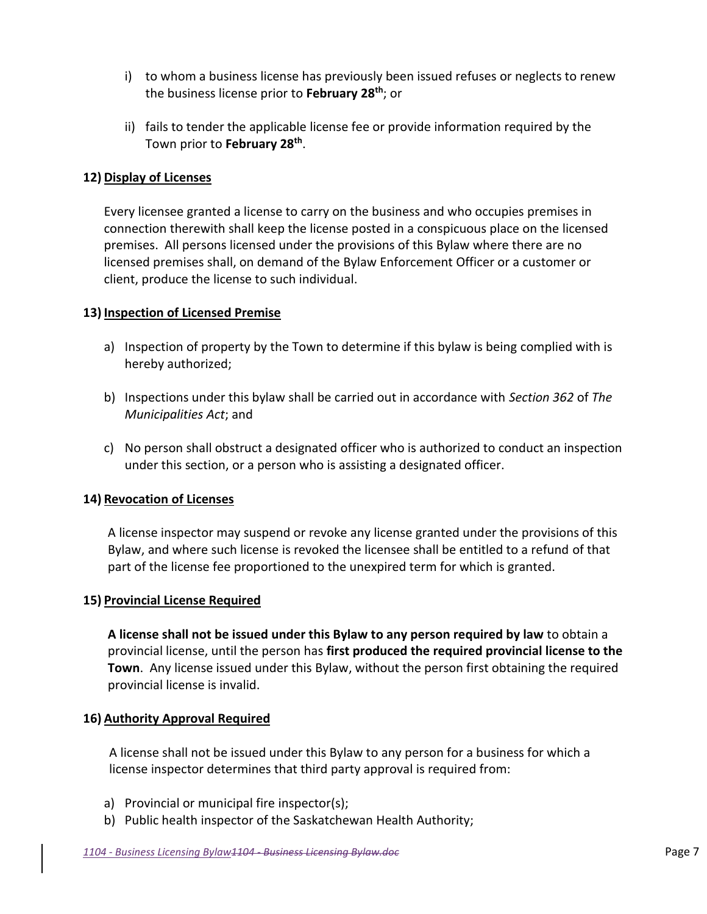i) to whom a business license has previously been issued refuses or neglects to renew the business license prior to **February 28th**; or

ii) fails to tender the applicable license fee or provide information required by the Town prior to **February 28th**.

**12) Display of Licenses**

Every licensee granted a license to carry on the business and who occupies premises in connection therewith shall keep the license posted in a conspicuous place on the licensed premises. All persons licensed under the provisions of this Bylaw where there are no licensed premises shall, on demand of the Bylaw Enforcement Officer or a customer or client, produce the license to such individual.

**13) Inspection of Licensed Premise**

a) Inspection of property by the Town to determine if this bylaw is being complied with is hereby authorized;

b) Inspections under this bylaw shall be carried out in accordance with *Section 362* of *The Municipalities Act*; and

c) No person shall obstruct a designated officer who is authorized to conduct an inspection under this section, or a person who is assisting a designated officer.

**14) Revocation of Licenses**

A license inspector may suspend or revoke any license granted under the provisions of this Bylaw, and where such license is revoked the licensee shall be entitled to a refund of that part of the license fee proportioned to the unexpired term for which is granted.

**15) Provincial License Required**

**A license shall not be issued under this Bylaw to any person required by law** to obtain a provincial license, until the person has **first produced the required provincial license to the Town**. Any license issued under this Bylaw, without the person first obtaining the required provincial license is invalid.

**16) Authority Approval Required**

A license shall not be issued under this Bylaw to any person for a business for which a license inspector determines that third party approval is required from:

a) Provincial or municipal fire inspector(s);
b) Public health inspector of the Saskatchewan Health Authority;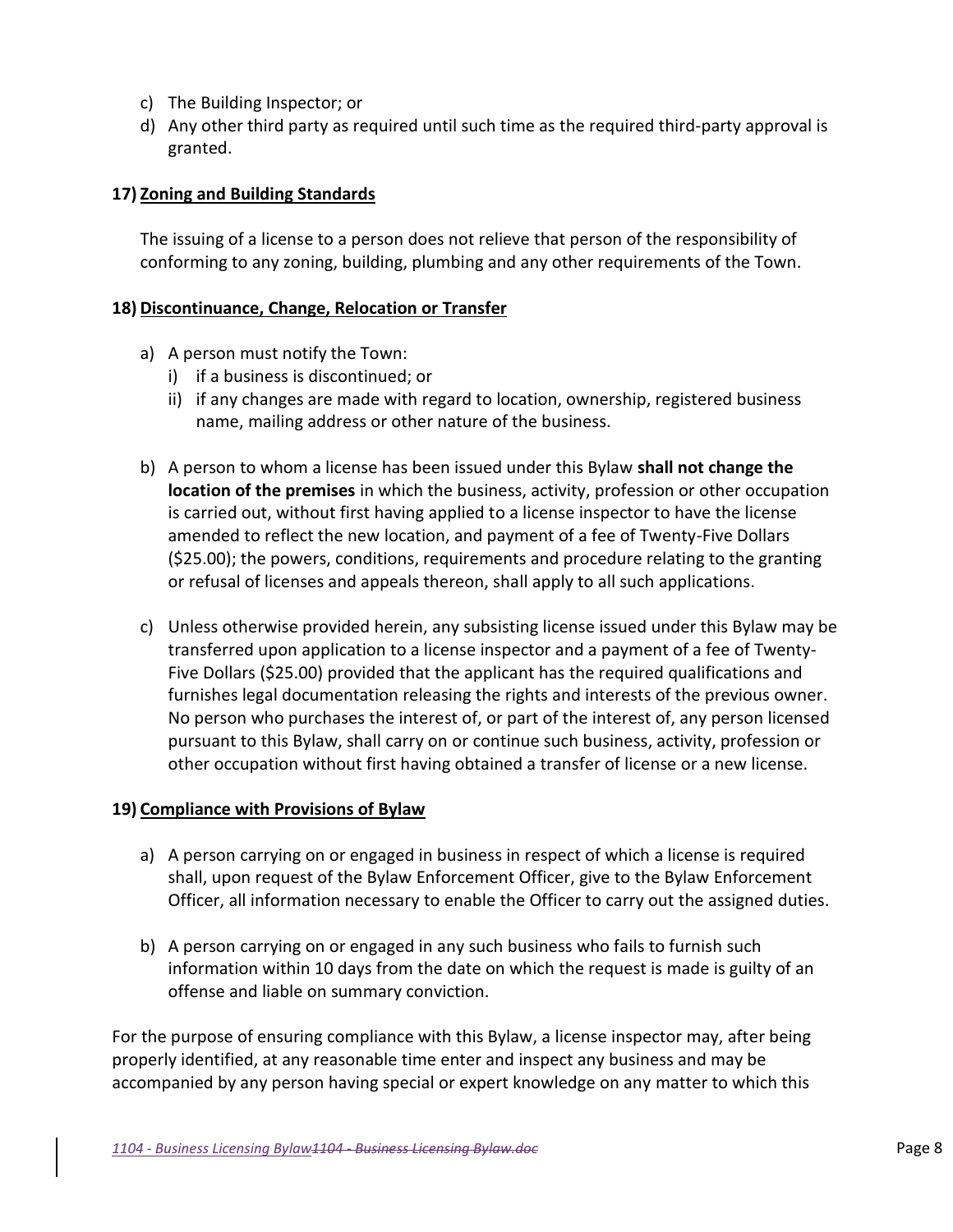c) The Building Inspector; or
d) Any other third party as required until such time as the required third-party approval is granted.

### 17) Zoning and Building Standards

The issuing of a license to a person does not relieve that person of the responsibility of conforming to any zoning, building, plumbing and any other requirements of the Town.

### 18) Discontinuance, Change, Relocation or Transfer

a) A person must notify the Town:
   i) if a business is discontinued; or
   ii) if any changes are made with regard to location, ownership, registered business name, mailing address or other nature of the business.

b) A person to whom a license has been issued under this Bylaw **shall not change the location of the premises** in which the business, activity, profession or other occupation is carried out, without first having applied to a license inspector to have the license amended to reflect the new location, and payment of a fee of Twenty-Five Dollars ($25.00); the powers, conditions, requirements and procedure relating to the granting or refusal of licenses and appeals thereon, shall apply to all such applications.

c) Unless otherwise provided herein, any subsisting license issued under this Bylaw may be transferred upon application to a license inspector and a payment of a fee of Twenty-Five Dollars ($25.00) provided that the applicant has the required qualifications and furnishes legal documentation releasing the rights and interests of the previous owner. No person who purchases the interest of, or part of the interest of, any person licensed pursuant to this Bylaw, shall carry on or continue such business, activity, profession or other occupation without first having obtained a transfer of license or a new license.

### 19) Compliance with Provisions of Bylaw

a) A person carrying on or engaged in business in respect of which a license is required shall, upon request of the Bylaw Enforcement Officer, give to the Bylaw Enforcement Officer, all information necessary to enable the Officer to carry out the assigned duties.

b) A person carrying on or engaged in any such business who fails to furnish such information within 10 days from the date on which the request is made is guilty of an offense and liable on summary conviction.

For the purpose of ensuring compliance with this Bylaw, a license inspector may, after being properly identified, at any reasonable time enter and inspect any business and may be accompanied by any person having special or expert knowledge on any matter to which this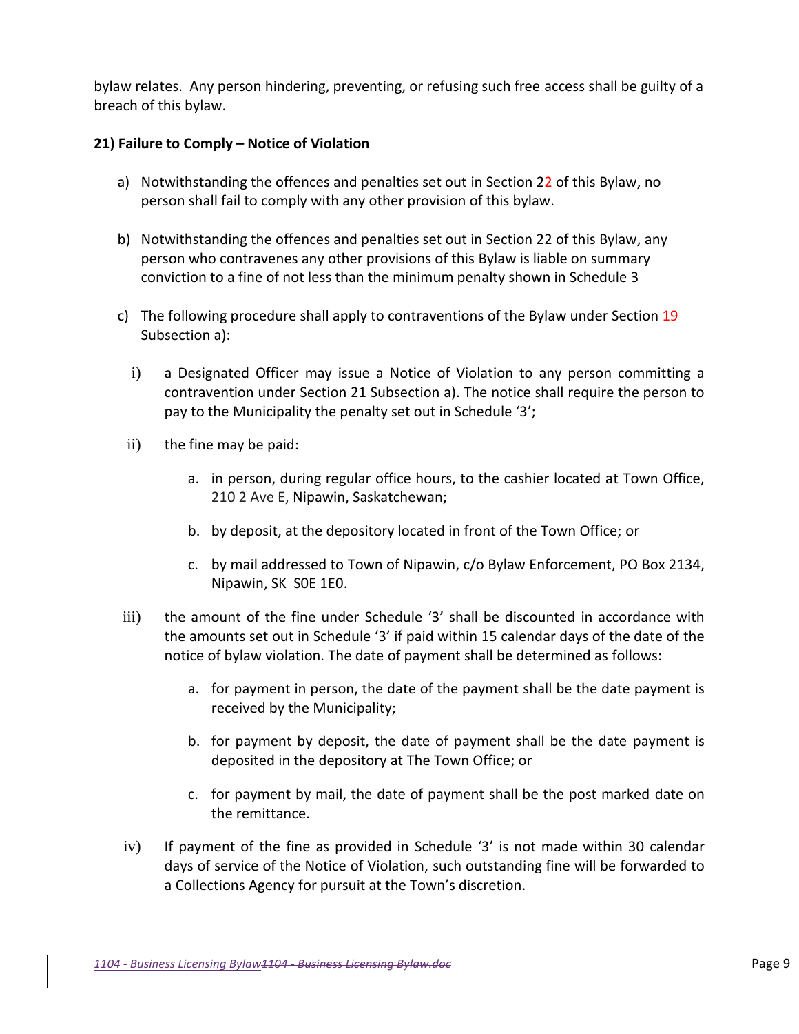bylaw relates. Any person hindering, preventing, or refusing such free access shall be guilty of a breach of this bylaw.

**21) Failure to Comply – Notice of Violation**

a) Notwithstanding the offences and penalties set out in Section 22 of this Bylaw, no person shall fail to comply with any other provision of this bylaw.

b) Notwithstanding the offences and penalties set out in Section 22 of this Bylaw, any person who contravenes any other provisions of this Bylaw is liable on summary conviction to a fine of not less than the minimum penalty shown in Schedule 3

c) The following procedure shall apply to contraventions of the Bylaw under Section 19 Subsection a):

   i) a Designated Officer may issue a Notice of Violation to any person committing a contravention under Section 21 Subsection a). The notice shall require the person to pay to the Municipality the penalty set out in Schedule '3';

   ii) the fine may be paid:

      a. in person, during regular office hours, to the cashier located at Town Office, 210 2 Ave E, Nipawin, Saskatchewan;

      b. by deposit, at the depository located in front of the Town Office; or

      c. by mail addressed to Town of Nipawin, c/o Bylaw Enforcement, PO Box 2134, Nipawin, SK S0E 1E0.

   iii) the amount of the fine under Schedule '3' shall be discounted in accordance with the amounts set out in Schedule '3' if paid within 15 calendar days of the date of the notice of bylaw violation. The date of payment shall be determined as follows:

      a. for payment in person, the date of the payment shall be the date payment is received by the Municipality;

      b. for payment by deposit, the date of payment shall be the date payment is deposited in the depository at The Town Office; or

      c. for payment by mail, the date of payment shall be the post marked date on the remittance.

   iv) If payment of the fine as provided in Schedule '3' is not made within 30 calendar days of service of the Notice of Violation, such outstanding fine will be forwarded to a Collections Agency for pursuit at the Town's discretion.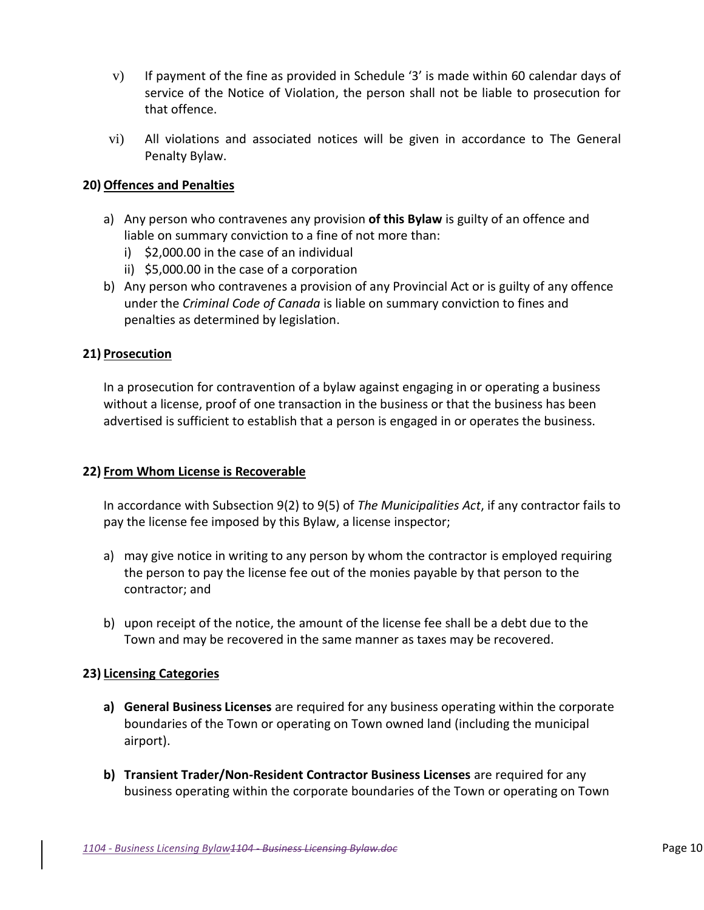v) If payment of the fine as provided in Schedule '3' is made within 60 calendar days of service of the Notice of Violation, the person shall not be liable to prosecution for that offence.

vi) All violations and associated notices will be given in accordance to The General Penalty Bylaw.

**20) Offences and Penalties**

a) Any person who contravenes any provision **of this Bylaw** is guilty of an offence and liable on summary conviction to a fine of not more than:
   i) $2,000.00 in the case of an individual
   ii) $5,000.00 in the case of a corporation

b) Any person who contravenes a provision of any Provincial Act or is guilty of any offence under the *Criminal Code of Canada* is liable on summary conviction to fines and penalties as determined by legislation.

**21) Prosecution**

In a prosecution for contravention of a bylaw against engaging in or operating a business without a license, proof of one transaction in the business or that the business has been advertised is sufficient to establish that a person is engaged in or operates the business.

**22) From Whom License is Recoverable**

In accordance with Subsection 9(2) to 9(5) of *The Municipalities Act*, if any contractor fails to pay the license fee imposed by this Bylaw, a license inspector;

a) may give notice in writing to any person by whom the contractor is employed requiring the person to pay the license fee out of the monies payable by that person to the contractor; and

b) upon receipt of the notice, the amount of the license fee shall be a debt due to the Town and may be recovered in the same manner as taxes may be recovered.

**23) Licensing Categories**

**a) General Business Licenses** are required for any business operating within the corporate boundaries of the Town or operating on Town owned land (including the municipal airport).

**b) Transient Trader/Non-Resident Contractor Business Licenses** are required for any business operating within the corporate boundaries of the Town or operating on Town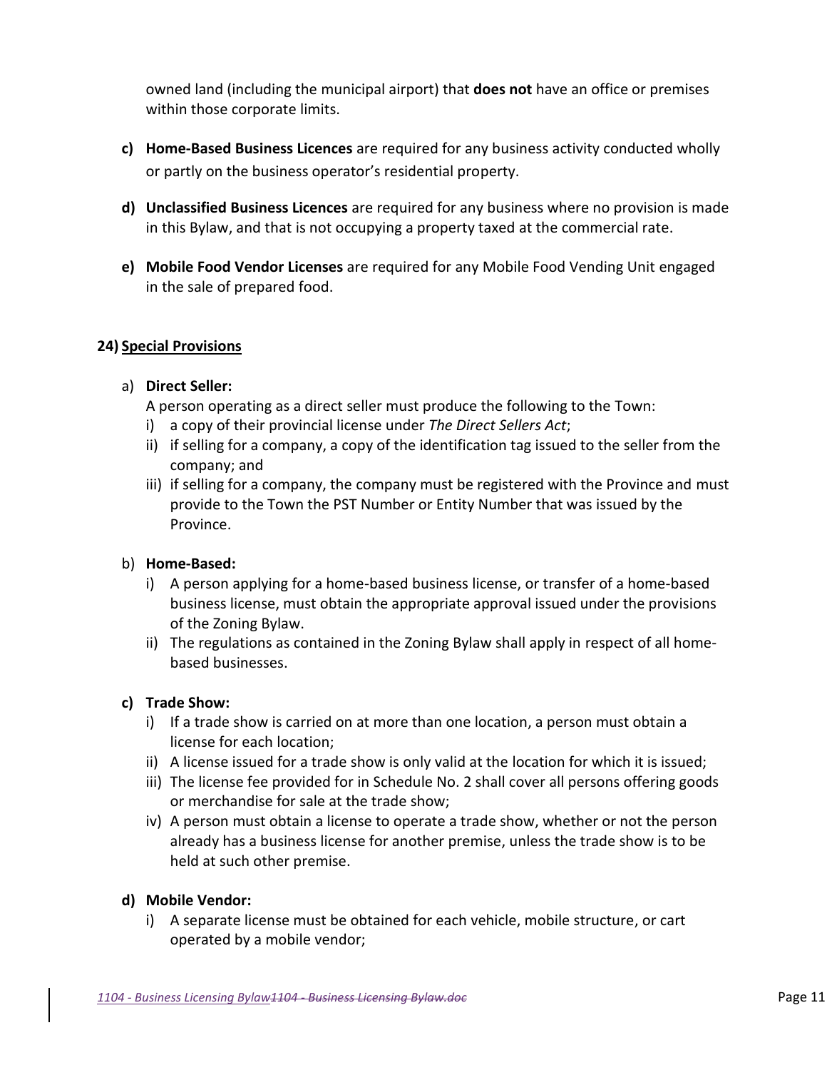owned land (including the municipal airport) that **does not** have an office or premises within those corporate limits.

**c) Home-Based Business Licences** are required for any business activity conducted wholly or partly on the business operator's residential property.

**d) Unclassified Business Licences** are required for any business where no provision is made in this Bylaw, and that is not occupying a property taxed at the commercial rate.

**e) Mobile Food Vendor Licenses** are required for any Mobile Food Vending Unit engaged in the sale of prepared food.

**24) <u>Special Provisions</u>**

a) **Direct Seller:**
A person operating as a direct seller must produce the following to the Town:
   i) a copy of their provincial license under *The Direct Sellers Act*;
   ii) if selling for a company, a copy of the identification tag issued to the seller from the company; and
   iii) if selling for a company, the company must be registered with the Province and must provide to the Town the PST Number or Entity Number that was issued by the Province.

b) **Home-Based:**
   i) A person applying for a home-based business license, or transfer of a home-based business license, must obtain the appropriate approval issued under the provisions of the Zoning Bylaw.
   ii) The regulations as contained in the Zoning Bylaw shall apply in respect of all home-based businesses.

**c) Trade Show:**
   i) If a trade show is carried on at more than one location, a person must obtain a license for each location;
   ii) A license issued for a trade show is only valid at the location for which it is issued;
   iii) The license fee provided for in Schedule No. 2 shall cover all persons offering goods or merchandise for sale at the trade show;
   iv) A person must obtain a license to operate a trade show, whether or not the person already has a business license for another premise, unless the trade show is to be held at such other premise.

**d) Mobile Vendor:**
   i) A separate license must be obtained for each vehicle, mobile structure, or cart operated by a mobile vendor;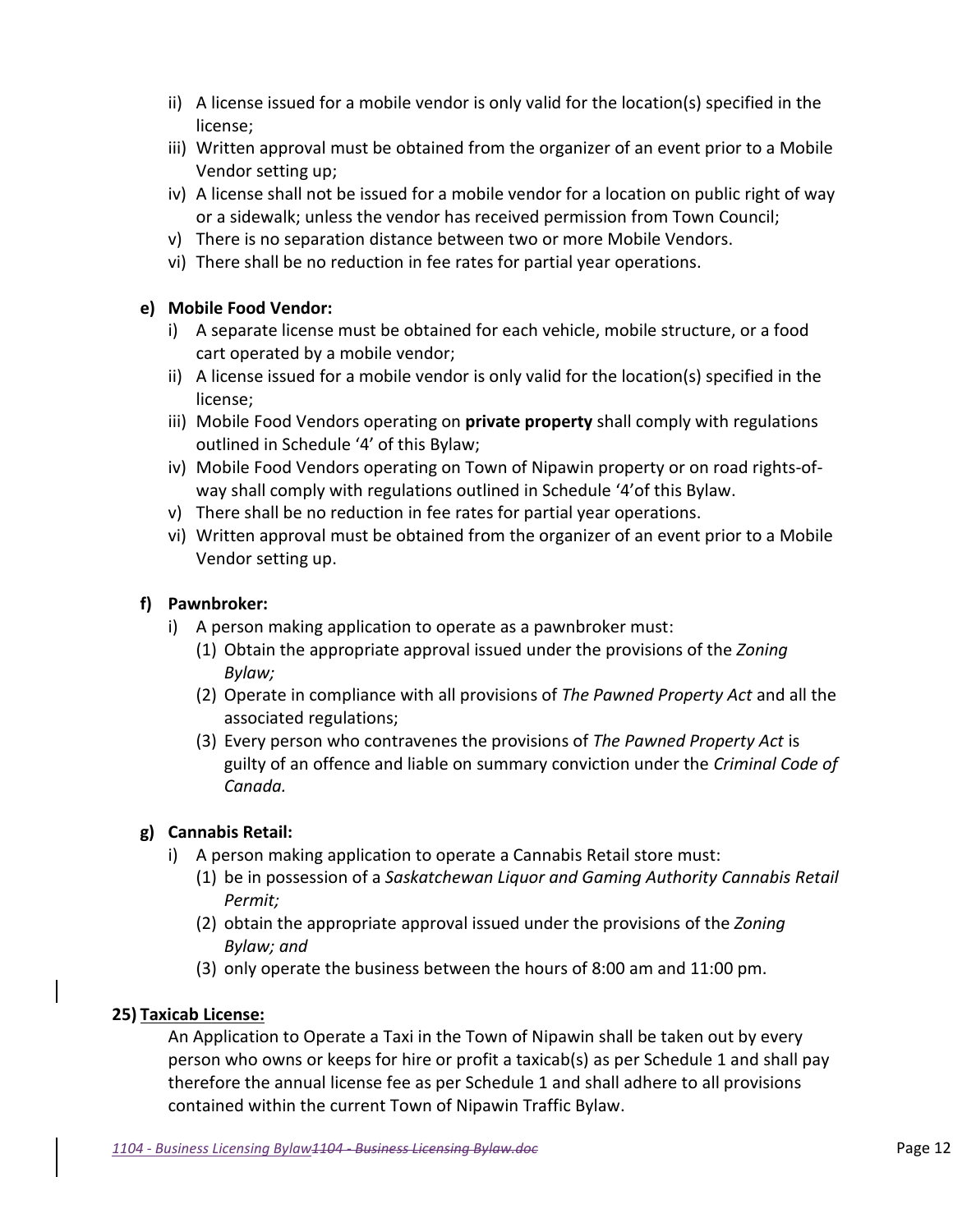ii) A license issued for a mobile vendor is only valid for the location(s) specified in the license;
iii) Written approval must be obtained from the organizer of an event prior to a Mobile Vendor setting up;
iv) A license shall not be issued for a mobile vendor for a location on public right of way or a sidewalk; unless the vendor has received permission from Town Council;
v) There is no separation distance between two or more Mobile Vendors.
vi) There shall be no reduction in fee rates for partial year operations.

**e) Mobile Food Vendor:**

i) A separate license must be obtained for each vehicle, mobile structure, or a food cart operated by a mobile vendor;
ii) A license issued for a mobile vendor is only valid for the location(s) specified in the license;
iii) Mobile Food Vendors operating on **private property** shall comply with regulations outlined in Schedule '4' of this Bylaw;
iv) Mobile Food Vendors operating on Town of Nipawin property or on road rights-of-way shall comply with regulations outlined in Schedule '4'of this Bylaw.
v) There shall be no reduction in fee rates for partial year operations.
vi) Written approval must be obtained from the organizer of an event prior to a Mobile Vendor setting up.

**f) Pawnbroker:**

i) A person making application to operate as a pawnbroker must:
   (1) Obtain the appropriate approval issued under the provisions of the *Zoning Bylaw;*
   (2) Operate in compliance with all provisions of *The Pawned Property Act* and all the associated regulations;
   (3) Every person who contravenes the provisions of *The Pawned Property Act* is guilty of an offence and liable on summary conviction under the *Criminal Code of Canada.*

**g) Cannabis Retail:**

i) A person making application to operate a Cannabis Retail store must:
   (1) be in possession of a *Saskatchewan Liquor and Gaming Authority Cannabis Retail Permit;*
   (2) obtain the appropriate approval issued under the provisions of the *Zoning Bylaw; and*
   (3) only operate the business between the hours of 8:00 am and 11:00 pm.

**25) <u>Taxicab License:</u>**

An Application to Operate a Taxi in the Town of Nipawin shall be taken out by every person who owns or keeps for hire or profit a taxicab(s) as per Schedule 1 and shall pay therefore the annual license fee as per Schedule 1 and shall adhere to all provisions contained within the current Town of Nipawin Traffic Bylaw.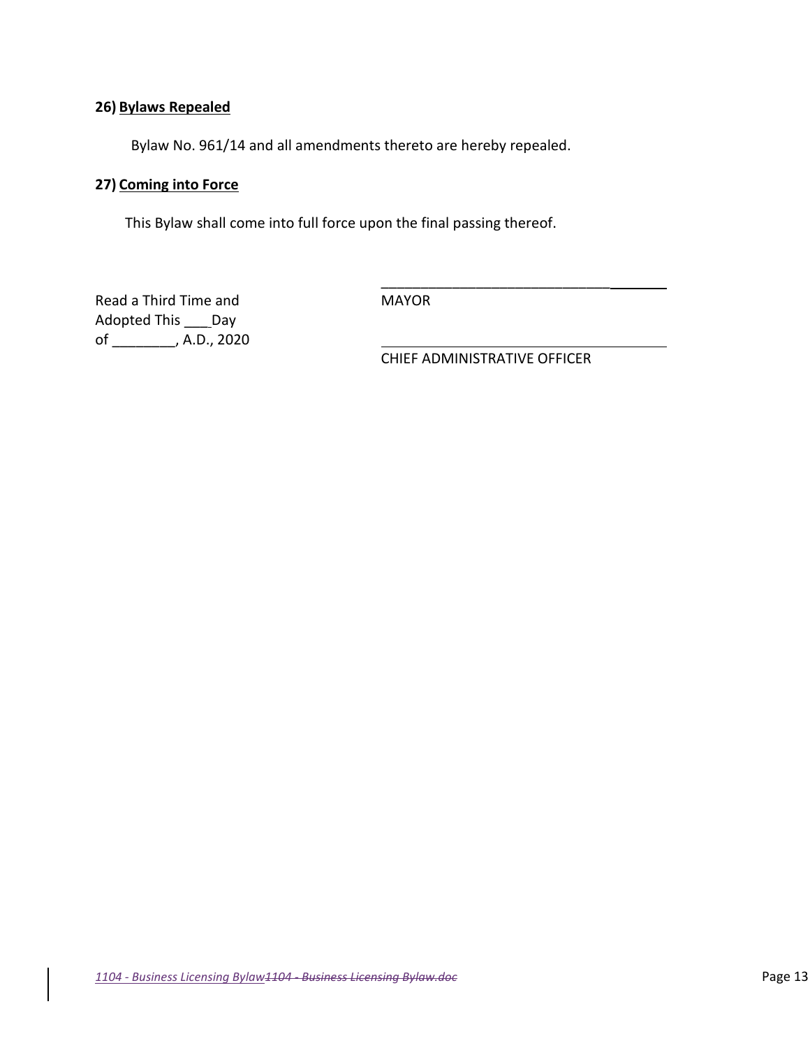**26) Bylaws Repealed**

Bylaw No. 961/14 and all amendments thereto are hereby repealed.

**27) Coming into Force**

This Bylaw shall come into full force upon the final passing thereof.

Read a Third Time and
Adopted This ___Day
of ________, A.D., 2020

______________________________________
MAYOR

______________________________________
CHIEF ADMINISTRATIVE OFFICER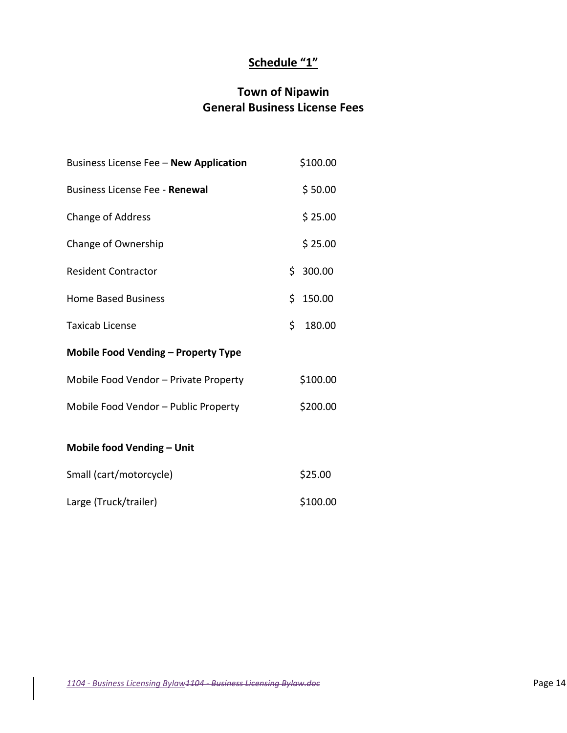## Schedule "1"

## Town of Nipawin
## General Business License Fees

| | |
|---|---|
| Business License Fee – **New Application** | $100.00 |
| Business License Fee - **Renewal** | $ 50.00 |
| Change of Address | $ 25.00 |
| Change of Ownership | $ 25.00 |
| Resident Contractor | $ 300.00 |
| Home Based Business | $ 150.00 |
| Taxicab License | $ 180.00 |
| **Mobile Food Vending – Property Type** | |
| Mobile Food Vendor – Private Property | $100.00 |
| Mobile Food Vendor – Public Property | $200.00 |
| **Mobile food Vending – Unit** | |
| Small (cart/motorcycle) | $25.00 |
| Large (Truck/trailer) | $100.00 |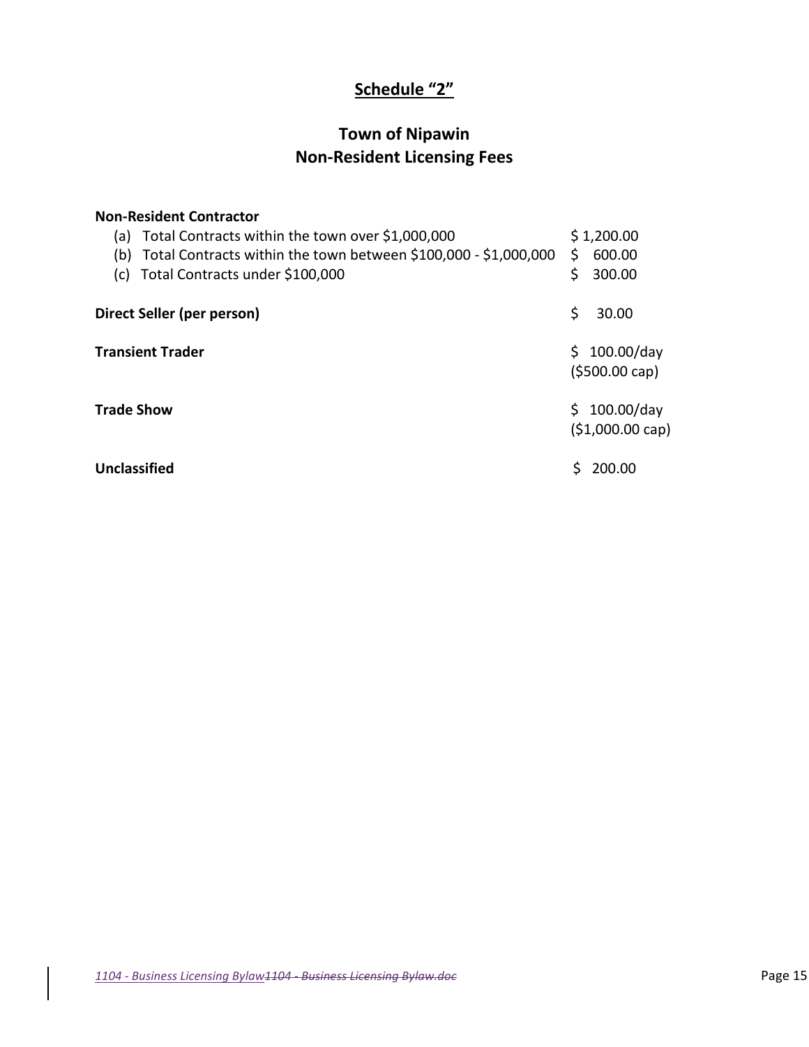## Schedule "2"

# Town of Nipawin
# Non-Resident Licensing Fees

**Non-Resident Contractor**

| | |
|---|---|
| (a) Total Contracts within the town over $1,000,000 | $ 1,200.00 |
| (b) Total Contracts within the town between $100,000 - $1,000,000 | $ 600.00 |
| (c) Total Contracts under $100,000 | $ 300.00 |
| **Direct Seller (per person)** | $ 30.00 |
| **Transient Trader** | $ 100.00/day ($500.00 cap) |
| **Trade Show** | $ 100.00/day ($1,000.00 cap) |
| **Unclassified** | $ 200.00 |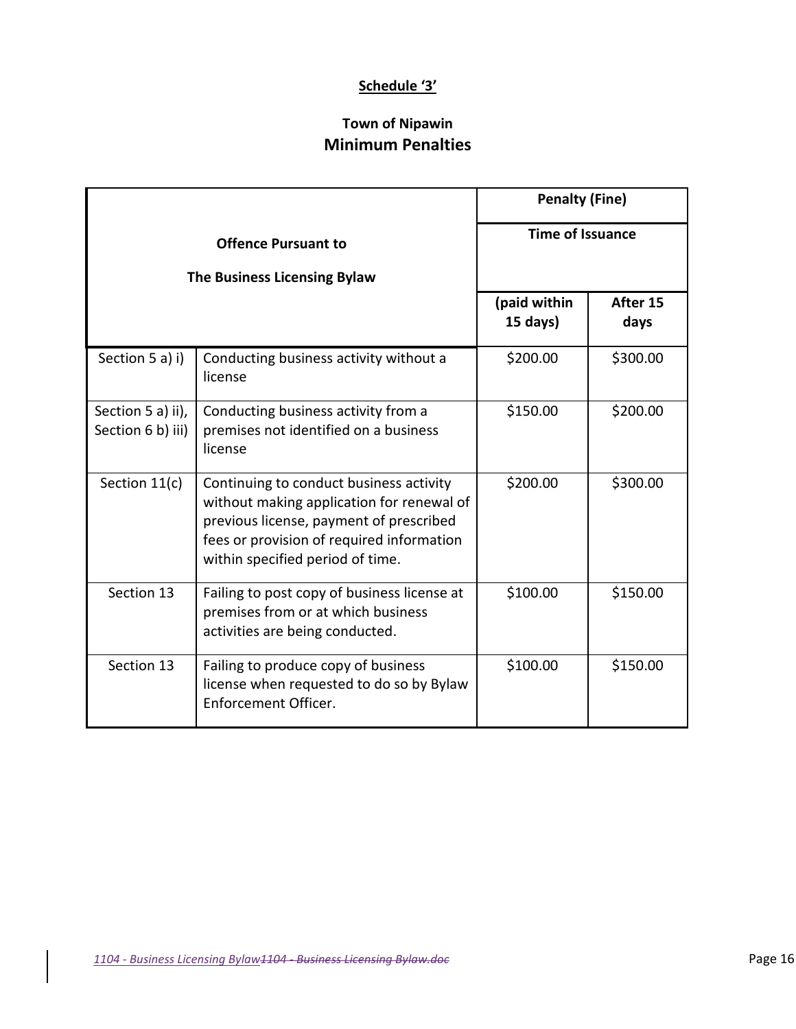**Schedule '3'**

**Town of Nipawin**

**Minimum Penalties**

| Offence Pursuant to The Business Licensing Bylaw | | Penalty (Fine) Time of Issuance | |
|---|---|---|---|
| | | (paid within 15 days) | After 15 days |
| Section 5 a) i) | Conducting business activity without a license | $200.00 | $300.00 |
| Section 5 a) ii), Section 6 b) iii) | Conducting business activity from a premises not identified on a business license | $150.00 | $200.00 |
| Section 11(c) | Continuing to conduct business activity without making application for renewal of previous license, payment of prescribed fees or provision of required information within specified period of time. | $200.00 | $300.00 |
| Section 13 | Failing to post copy of business license at premises from or at which business activities are being conducted. | $100.00 | $150.00 |
| Section 13 | Failing to produce copy of business license when requested to do so by Bylaw Enforcement Officer. | $100.00 | $150.00 |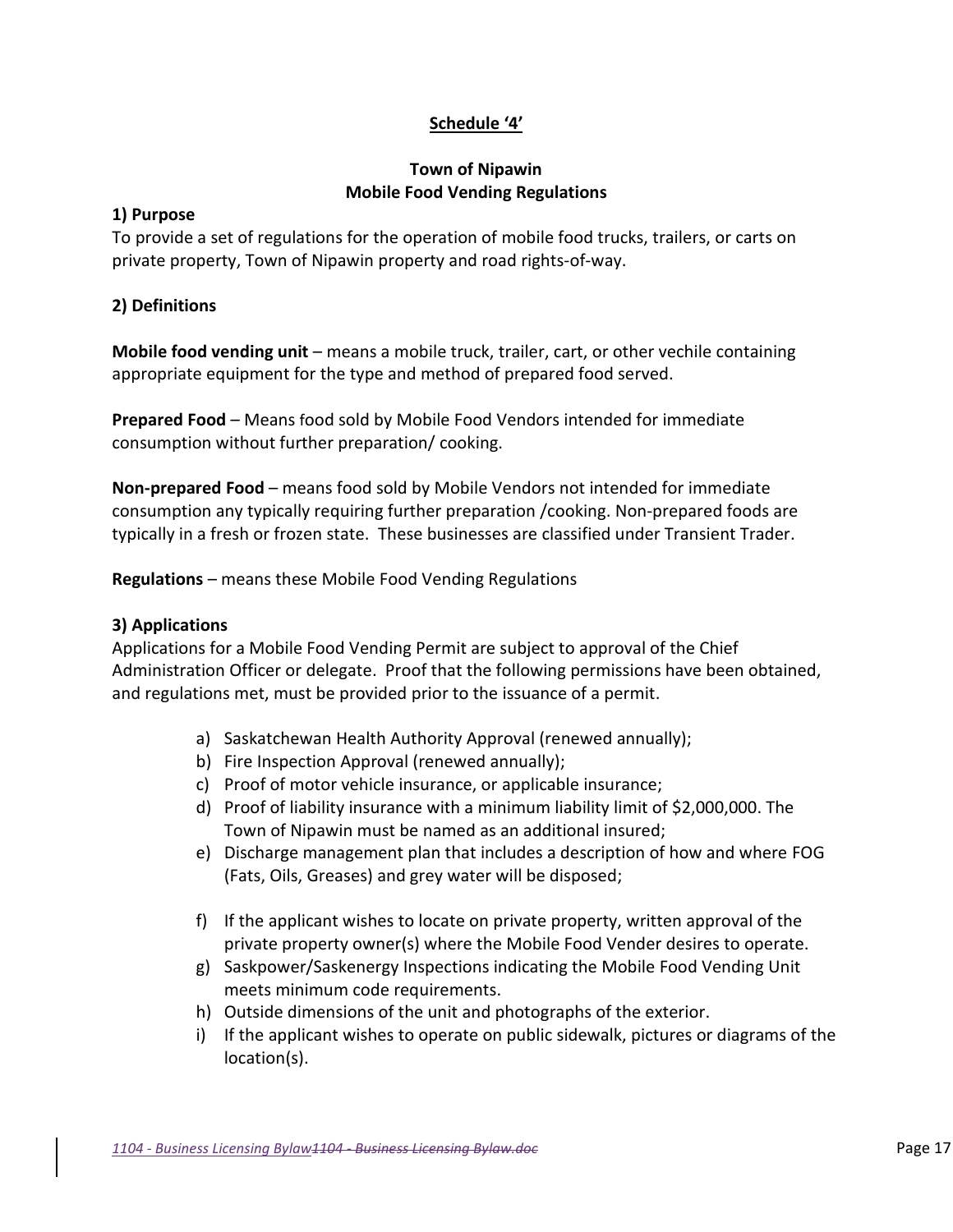**Schedule '4'**

**Town of Nipawin**
**Mobile Food Vending Regulations**

**1) Purpose**

To provide a set of regulations for the operation of mobile food trucks, trailers, or carts on private property, Town of Nipawin property and road rights-of-way.

**2) Definitions**

**Mobile food vending unit** – means a mobile truck, trailer, cart, or other vechile containing appropriate equipment for the type and method of prepared food served.

**Prepared Food** – Means food sold by Mobile Food Vendors intended for immediate consumption without further preparation/ cooking.

**Non-prepared Food** – means food sold by Mobile Vendors not intended for immediate consumption any typically requiring further preparation /cooking. Non-prepared foods are typically in a fresh or frozen state. These businesses are classified under Transient Trader.

**Regulations** – means these Mobile Food Vending Regulations

**3) Applications**

Applications for a Mobile Food Vending Permit are subject to approval of the Chief Administration Officer or delegate. Proof that the following permissions have been obtained, and regulations met, must be provided prior to the issuance of a permit.

a) Saskatchewan Health Authority Approval (renewed annually);
b) Fire Inspection Approval (renewed annually);
c) Proof of motor vehicle insurance, or applicable insurance;
d) Proof of liability insurance with a minimum liability limit of $2,000,000. The Town of Nipawin must be named as an additional insured;
e) Discharge management plan that includes a description of how and where FOG (Fats, Oils, Greases) and grey water will be disposed;
f) If the applicant wishes to locate on private property, written approval of the private property owner(s) where the Mobile Food Vender desires to operate.
g) Saskpower/Saskenergy Inspections indicating the Mobile Food Vending Unit meets minimum code requirements.
h) Outside dimensions of the unit and photographs of the exterior.
i) If the applicant wishes to operate on public sidewalk, pictures or diagrams of the location(s).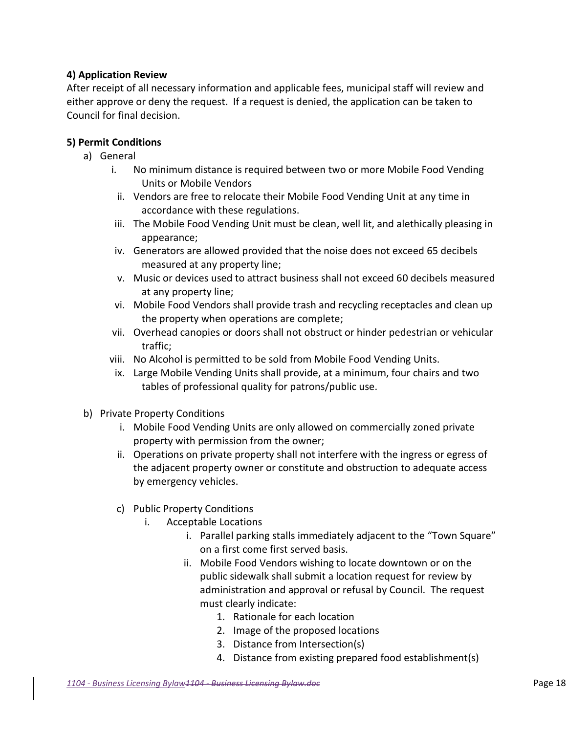**4) Application Review**

After receipt of all necessary information and applicable fees, municipal staff will review and either approve or deny the request. If a request is denied, the application can be taken to Council for final decision.

**5) Permit Conditions**

a) General

  i. No minimum distance is required between two or more Mobile Food Vending Units or Mobile Vendors
  ii. Vendors are free to relocate their Mobile Food Vending Unit at any time in accordance with these regulations.
  iii. The Mobile Food Vending Unit must be clean, well lit, and alethically pleasing in appearance;
  iv. Generators are allowed provided that the noise does not exceed 65 decibels measured at any property line;
  v. Music or devices used to attract business shall not exceed 60 decibels measured at any property line;
  vi. Mobile Food Vendors shall provide trash and recycling receptacles and clean up the property when operations are complete;
  vii. Overhead canopies or doors shall not obstruct or hinder pedestrian or vehicular traffic;
  viii. No Alcohol is permitted to be sold from Mobile Food Vending Units.
  ix. Large Mobile Vending Units shall provide, at a minimum, four chairs and two tables of professional quality for patrons/public use.

b) Private Property Conditions

  i. Mobile Food Vending Units are only allowed on commercially zoned private property with permission from the owner;
  ii. Operations on private property shall not interfere with the ingress or egress of the adjacent property owner or constitute and obstruction to adequate access by emergency vehicles.

c) Public Property Conditions

  i. Acceptable Locations

    i. Parallel parking stalls immediately adjacent to the "Town Square" on a first come first served basis.
    ii. Mobile Food Vendors wishing to locate downtown or on the public sidewalk shall submit a location request for review by administration and approval or refusal by Council. The request must clearly indicate:

      1. Rationale for each location
      2. Image of the proposed locations
      3. Distance from Intersection(s)
      4. Distance from existing prepared food establishment(s)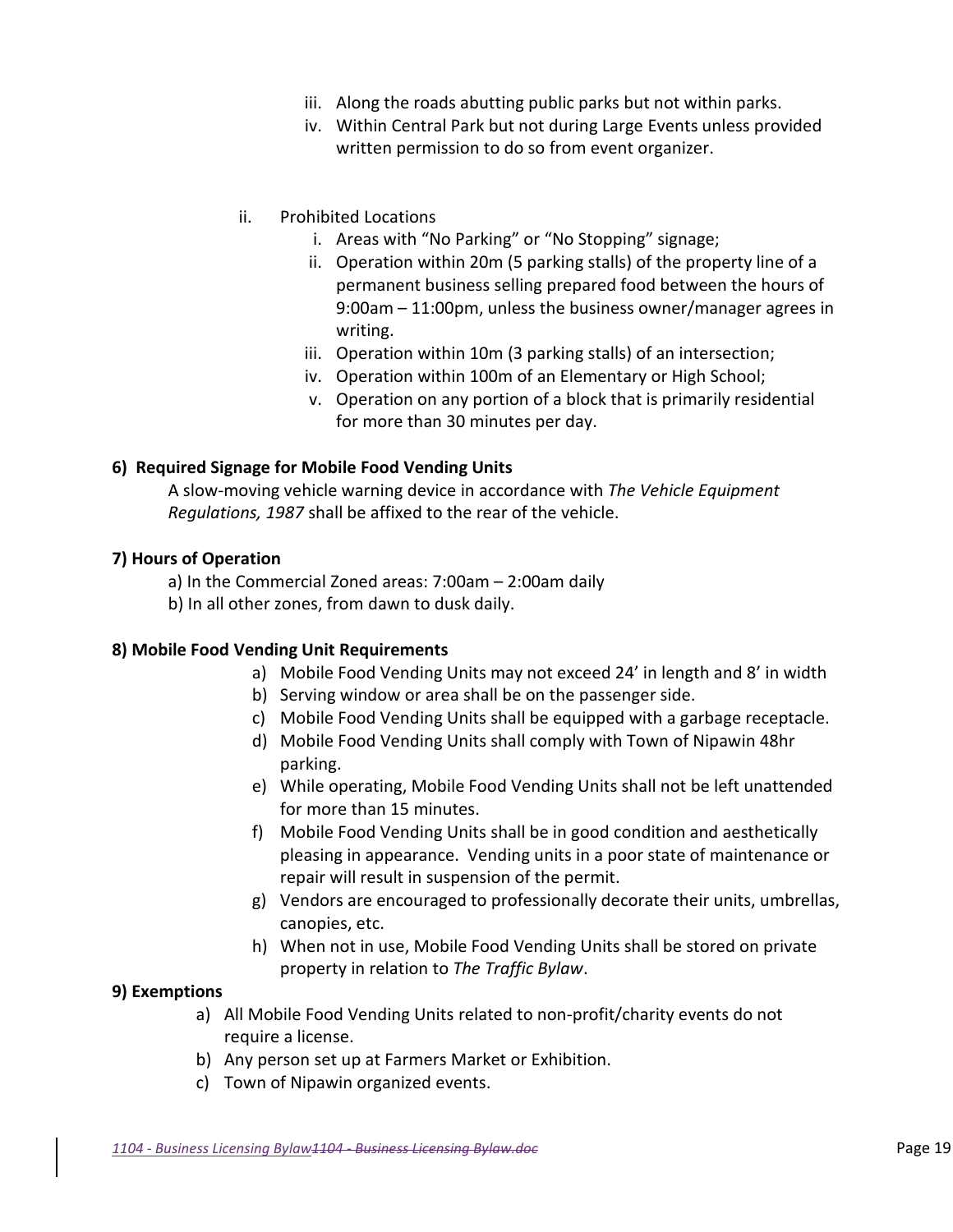iii. Along the roads abutting public parks but not within parks.
iv. Within Central Park but not during Large Events unless provided written permission to do so from event organizer.

ii. Prohibited Locations
   i. Areas with "No Parking" or "No Stopping" signage;
   ii. Operation within 20m (5 parking stalls) of the property line of a permanent business selling prepared food between the hours of 9:00am – 11:00pm, unless the business owner/manager agrees in writing.
   iii. Operation within 10m (3 parking stalls) of an intersection;
   iv. Operation within 100m of an Elementary or High School;
   v. Operation on any portion of a block that is primarily residential for more than 30 minutes per day.

**6) Required Signage for Mobile Food Vending Units**

A slow-moving vehicle warning device in accordance with *The Vehicle Equipment Regulations, 1987* shall be affixed to the rear of the vehicle.

**7) Hours of Operation**

a) In the Commercial Zoned areas: 7:00am – 2:00am daily
b) In all other zones, from dawn to dusk daily.

**8) Mobile Food Vending Unit Requirements**

a) Mobile Food Vending Units may not exceed 24' in length and 8' in width
b) Serving window or area shall be on the passenger side.
c) Mobile Food Vending Units shall be equipped with a garbage receptacle.
d) Mobile Food Vending Units shall comply with Town of Nipawin 48hr parking.
e) While operating, Mobile Food Vending Units shall not be left unattended for more than 15 minutes.
f) Mobile Food Vending Units shall be in good condition and aesthetically pleasing in appearance. Vending units in a poor state of maintenance or repair will result in suspension of the permit.
g) Vendors are encouraged to professionally decorate their units, umbrellas, canopies, etc.
h) When not in use, Mobile Food Vending Units shall be stored on private property in relation to *The Traffic Bylaw*.

**9) Exemptions**

a) All Mobile Food Vending Units related to non-profit/charity events do not require a license.
b) Any person set up at Farmers Market or Exhibition.
c) Town of Nipawin organized events.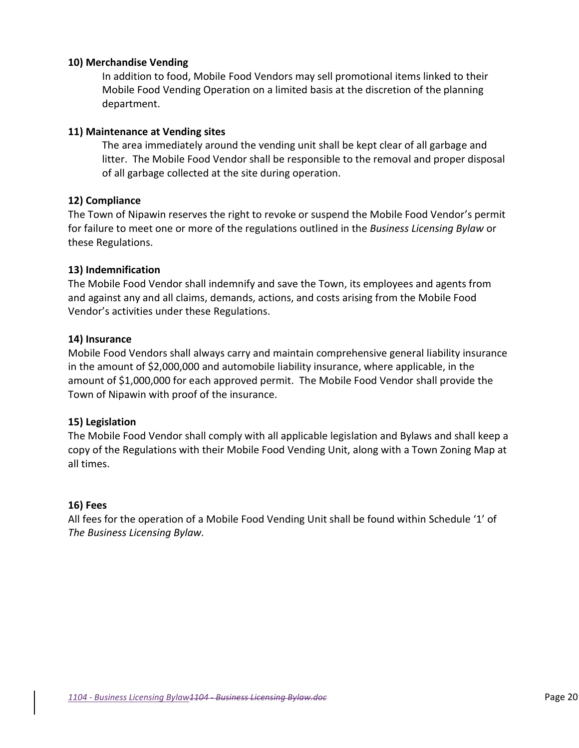**10) Merchandise Vending**

In addition to food, Mobile Food Vendors may sell promotional items linked to their Mobile Food Vending Operation on a limited basis at the discretion of the planning department.

**11) Maintenance at Vending sites**

The area immediately around the vending unit shall be kept clear of all garbage and litter. The Mobile Food Vendor shall be responsible to the removal and proper disposal of all garbage collected at the site during operation.

**12) Compliance**

The Town of Nipawin reserves the right to revoke or suspend the Mobile Food Vendor's permit for failure to meet one or more of the regulations outlined in the *Business Licensing Bylaw* or these Regulations.

**13) Indemnification**

The Mobile Food Vendor shall indemnify and save the Town, its employees and agents from and against any and all claims, demands, actions, and costs arising from the Mobile Food Vendor's activities under these Regulations.

**14) Insurance**

Mobile Food Vendors shall always carry and maintain comprehensive general liability insurance in the amount of $2,000,000 and automobile liability insurance, where applicable, in the amount of $1,000,000 for each approved permit. The Mobile Food Vendor shall provide the Town of Nipawin with proof of the insurance.

**15) Legislation**

The Mobile Food Vendor shall comply with all applicable legislation and Bylaws and shall keep a copy of the Regulations with their Mobile Food Vending Unit, along with a Town Zoning Map at all times.

**16) Fees**

All fees for the operation of a Mobile Food Vending Unit shall be found within Schedule '1' of *The Business Licensing Bylaw.*